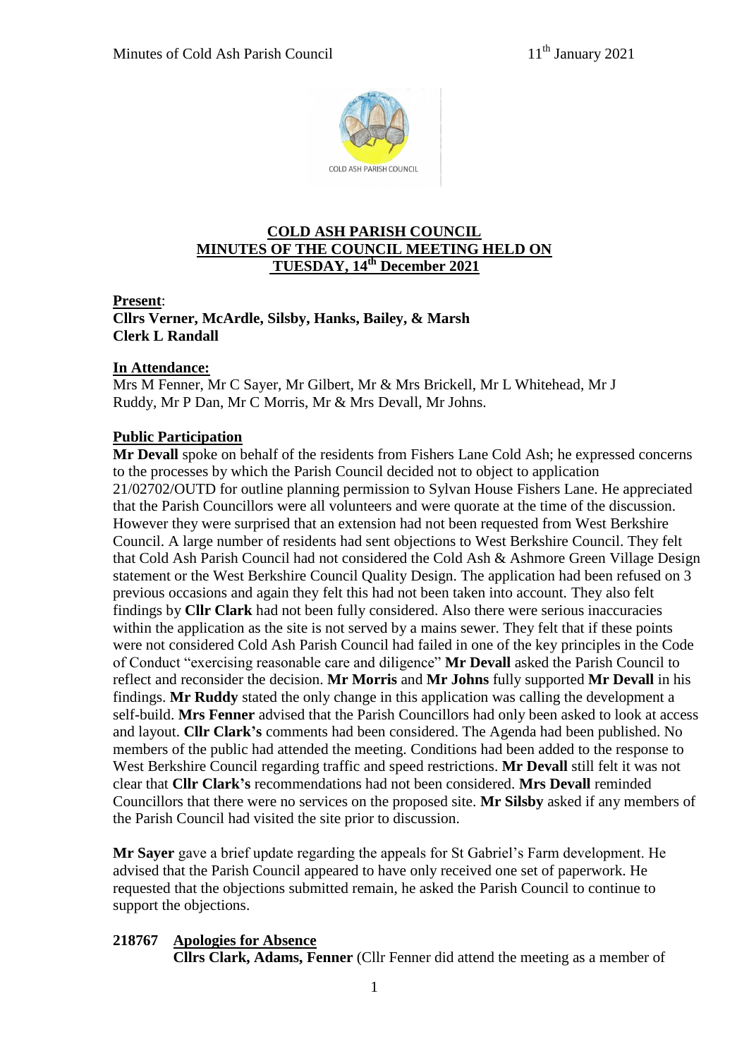# COLD ASH PARISH COUNCIL
# MINUTES OF THE COUNCIL MEETING HELD ON TUESDAY, 14th December 2021

**Present**:
**Cllrs Verner, McArdle, Silsby, Hanks, Bailey, & Marsh**
**Clerk L Randall**

**In Attendance:**
Mrs M Fenner, Mr C Sayer, Mr Gilbert, Mr & Mrs Brickell, Mr L Whitehead, Mr J Ruddy, Mr P Dan, Mr C Morris, Mr & Mrs Devall, Mr Johns.

**Public Participation**

**Mr Devall** spoke on behalf of the residents from Fishers Lane Cold Ash; he expressed concerns to the processes by which the Parish Council decided not to object to application 21/02702/OUTD for outline planning permission to Sylvan House Fishers Lane. He appreciated that the Parish Councillors were all volunteers and were quorate at the time of the discussion. However they were surprised that an extension had not been requested from West Berkshire Council. A large number of residents had sent objections to West Berkshire Council. They felt that Cold Ash Parish Council had not considered the Cold Ash & Ashmore Green Village Design statement or the West Berkshire Council Quality Design. The application had been refused on 3 previous occasions and again they felt this had not been taken into account. They also felt findings by **Cllr Clark** had not been fully considered. Also there were serious inaccuracies within the application as the site is not served by a mains sewer. They felt that if these points were not considered Cold Ash Parish Council had failed in one of the key principles in the Code of Conduct "exercising reasonable care and diligence" **Mr Devall** asked the Parish Council to reflect and reconsider the decision. **Mr Morris** and **Mr Johns** fully supported **Mr Devall** in his findings. **Mr Ruddy** stated the only change in this application was calling the development a self-build. **Mrs Fenner** advised that the Parish Councillors had only been asked to look at access and layout. **Cllr Clark's** comments had been considered. The Agenda had been published. No members of the public had attended the meeting. Conditions had been added to the response to West Berkshire Council regarding traffic and speed restrictions. **Mr Devall** still felt it was not clear that **Cllr Clark's** recommendations had not been considered. **Mrs Devall** reminded Councillors that there were no services on the proposed site. **Mr Silsby** asked if any members of the Parish Council had visited the site prior to discussion.

**Mr Sayer** gave a brief update regarding the appeals for St Gabriel's Farm development. He advised that the Parish Council appeared to have only received one set of paperwork. He requested that the objections submitted remain, he asked the Parish Council to continue to support the objections.

**218767 Apologies for Absence**

**Cllrs Clark, Adams, Fenner** (Cllr Fenner did attend the meeting as a member of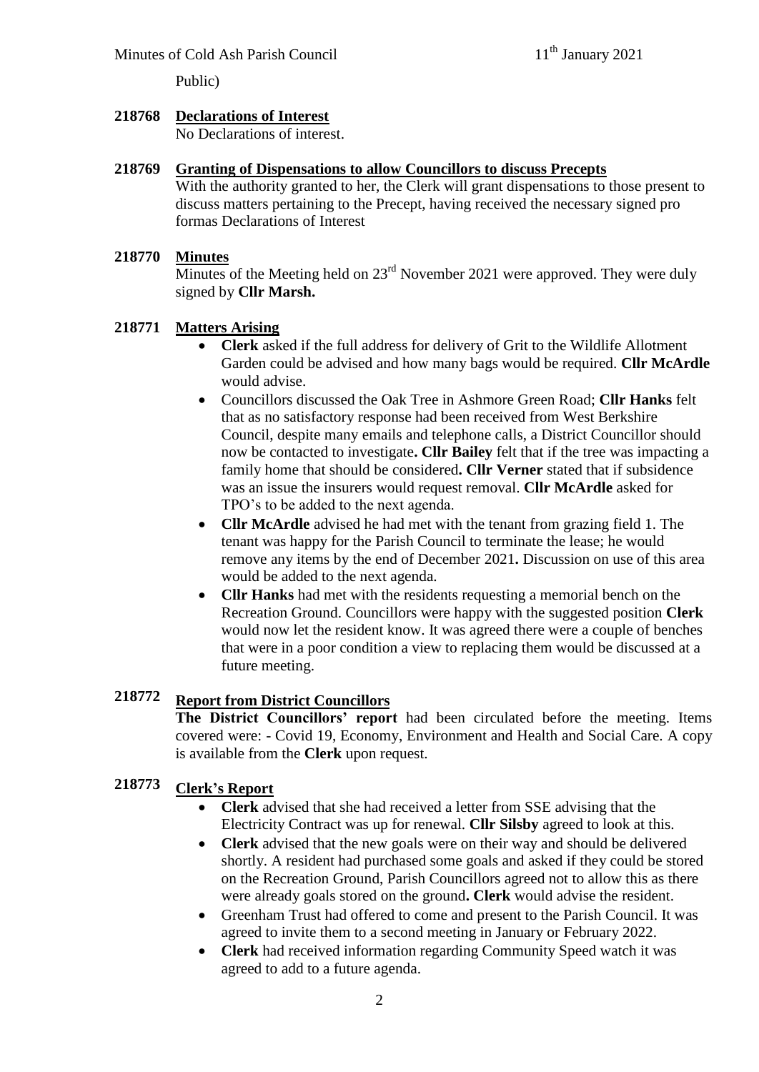Public)

**218768 Declarations of Interest**

No Declarations of interest.

**218769 Granting of Dispensations to allow Councillors to discuss Precepts**

With the authority granted to her, the Clerk will grant dispensations to those present to discuss matters pertaining to the Precept, having received the necessary signed pro formas Declarations of Interest

**218770 Minutes**

Minutes of the Meeting held on 23rd November 2021 were approved. They were duly signed by **Cllr Marsh.**

**218771 Matters Arising**

- **Clerk** asked if the full address for delivery of Grit to the Wildlife Allotment Garden could be advised and how many bags would be required. **Cllr McArdle** would advise.
- Councillors discussed the Oak Tree in Ashmore Green Road; **Cllr Hanks** felt that as no satisfactory response had been received from West Berkshire Council, despite many emails and telephone calls, a District Councillor should now be contacted to investigate**. Cllr Bailey** felt that if the tree was impacting a family home that should be considered**. Cllr Verner** stated that if subsidence was an issue the insurers would request removal. **Cllr McArdle** asked for TPO's to be added to the next agenda.
- **Cllr McArdle** advised he had met with the tenant from grazing field 1. The tenant was happy for the Parish Council to terminate the lease; he would remove any items by the end of December 2021**.** Discussion on use of this area would be added to the next agenda.
- **Cllr Hanks** had met with the residents requesting a memorial bench on the Recreation Ground. Councillors were happy with the suggested position **Clerk** would now let the resident know. It was agreed there were a couple of benches that were in a poor condition a view to replacing them would be discussed at a future meeting.

**218772 Report from District Councillors**

**The District Councillors' report** had been circulated before the meeting. Items covered were: - Covid 19, Economy, Environment and Health and Social Care. A copy is available from the **Clerk** upon request.

**218773 Clerk's Report**

- **Clerk** advised that she had received a letter from SSE advising that the Electricity Contract was up for renewal. **Cllr Silsby** agreed to look at this.
- **Clerk** advised that the new goals were on their way and should be delivered shortly. A resident had purchased some goals and asked if they could be stored on the Recreation Ground, Parish Councillors agreed not to allow this as there were already goals stored on the ground**. Clerk** would advise the resident.
- Greenham Trust had offered to come and present to the Parish Council. It was agreed to invite them to a second meeting in January or February 2022.
- **Clerk** had received information regarding Community Speed watch it was agreed to add to a future agenda.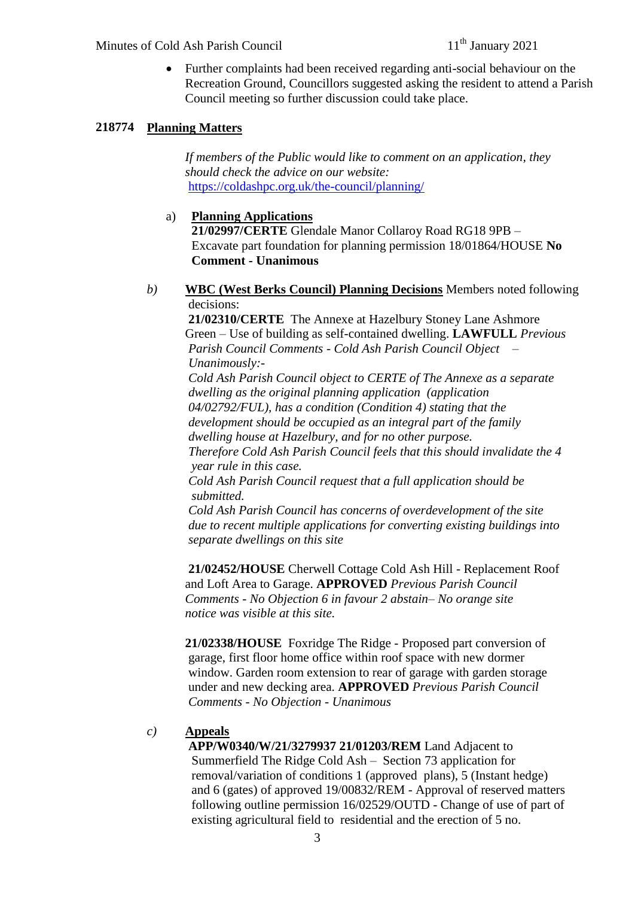- Further complaints had been received regarding anti-social behaviour on the Recreation Ground, Councillors suggested asking the resident to attend a Parish Council meeting so further discussion could take place.

**218774 Planning Matters**

*If members of the Public would like to comment on an application, they should check the advice on our website:* https://coldashpc.org.uk/the-council/planning/

a) **Planning Applications**
**21/02997/CERTE** Glendale Manor Collaroy Road RG18 9PB – Excavate part foundation for planning permission 18/01864/HOUSE **No Comment - Unanimous**

*b)* **WBC (West Berks Council) Planning Decisions** Members noted following decisions:

**21/02310/CERTE** The Annexe at Hazelbury Stoney Lane Ashmore Green – Use of building as self-contained dwelling. **LAWFULL** *Previous Parish Council Comments - Cold Ash Parish Council Object – Unanimously:-*
*Cold Ash Parish Council object to CERTE of The Annexe as a separate dwelling as the original planning application (application 04/02792/FUL), has a condition (Condition 4) stating that the development should be occupied as an integral part of the family dwelling house at Hazelbury, and for no other purpose.*
*Therefore Cold Ash Parish Council feels that this should invalidate the 4 year rule in this case.*
*Cold Ash Parish Council request that a full application should be submitted.*
*Cold Ash Parish Council has concerns of overdevelopment of the site due to recent multiple applications for converting existing buildings into separate dwellings on this site*

**21/02452/HOUSE** Cherwell Cottage Cold Ash Hill - Replacement Roof and Loft Area to Garage. **APPROVED** *Previous Parish Council Comments - No Objection 6 in favour 2 abstain– No orange site notice was visible at this site.*

**21/02338/HOUSE** Foxridge The Ridge - Proposed part conversion of garage, first floor home office within roof space with new dormer window. Garden room extension to rear of garage with garden storage under and new decking area. **APPROVED** *Previous Parish Council Comments - No Objection - Unanimous*

*c)* **Appeals**
**APP/W0340/W/21/3279937 21/01203/REM** Land Adjacent to Summerfield The Ridge Cold Ash – Section 73 application for removal/variation of conditions 1 (approved plans), 5 (Instant hedge) and 6 (gates) of approved 19/00832/REM - Approval of reserved matters following outline permission 16/02529/OUTD - Change of use of part of existing agricultural field to residential and the erection of 5 no.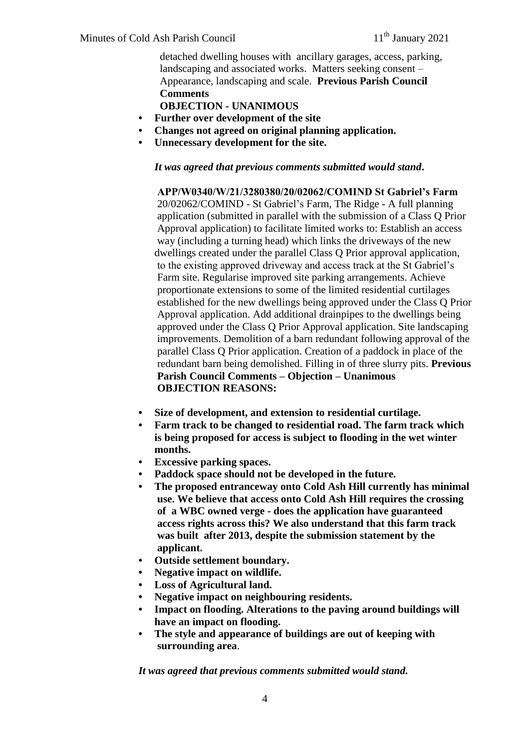detached dwelling houses with ancillary garages, access, parking, landscaping and associated works. Matters seeking consent – Appearance, landscaping and scale. **Previous Parish Council Comments**

**OBJECTION - UNANIMOUS**

- **Further over development of the site**
- **Changes not agreed on original planning application.**
- **Unnecessary development for the site.**

***It was agreed that previous comments submitted would stand.***

**APP/W0340/W/21/3280380/20/02062/COMIND St Gabriel's Farm**
20/02062/COMIND - St Gabriel's Farm, The Ridge - A full planning application (submitted in parallel with the submission of a Class Q Prior Approval application) to facilitate limited works to: Establish an access way (including a turning head) which links the driveways of the new dwellings created under the parallel Class Q Prior approval application, to the existing approved driveway and access track at the St Gabriel's Farm site. Regularise improved site parking arrangements. Achieve proportionate extensions to some of the limited residential curtilages established for the new dwellings being approved under the Class Q Prior Approval application. Add additional drainpipes to the dwellings being approved under the Class Q Prior Approval application. Site landscaping improvements. Demolition of a barn redundant following approval of the parallel Class Q Prior application. Creation of a paddock in place of the redundant barn being demolished. Filling in of three slurry pits. **Previous Parish Council Comments – Objection – Unanimous**
**OBJECTION REASONS:**

- **Size of development, and extension to residential curtilage.**
- **Farm track to be changed to residential road. The farm track which is being proposed for access is subject to flooding in the wet winter months.**
- **Excessive parking spaces.**
- **Paddock space should not be developed in the future.**
- **The proposed entranceway onto Cold Ash Hill currently has minimal use. We believe that access onto Cold Ash Hill requires the crossing of a WBC owned verge - does the application have guaranteed access rights across this? We also understand that this farm track was built after 2013, despite the submission statement by the applicant.**
- **Outside settlement boundary.**
- **Negative impact on wildlife.**
- **Loss of Agricultural land.**
- **Negative impact on neighbouring residents.**
- **Impact on flooding. Alterations to the paving around buildings will have an impact on flooding.**
- **The style and appearance of buildings are out of keeping with surrounding area**.

***It was agreed that previous comments submitted would stand.***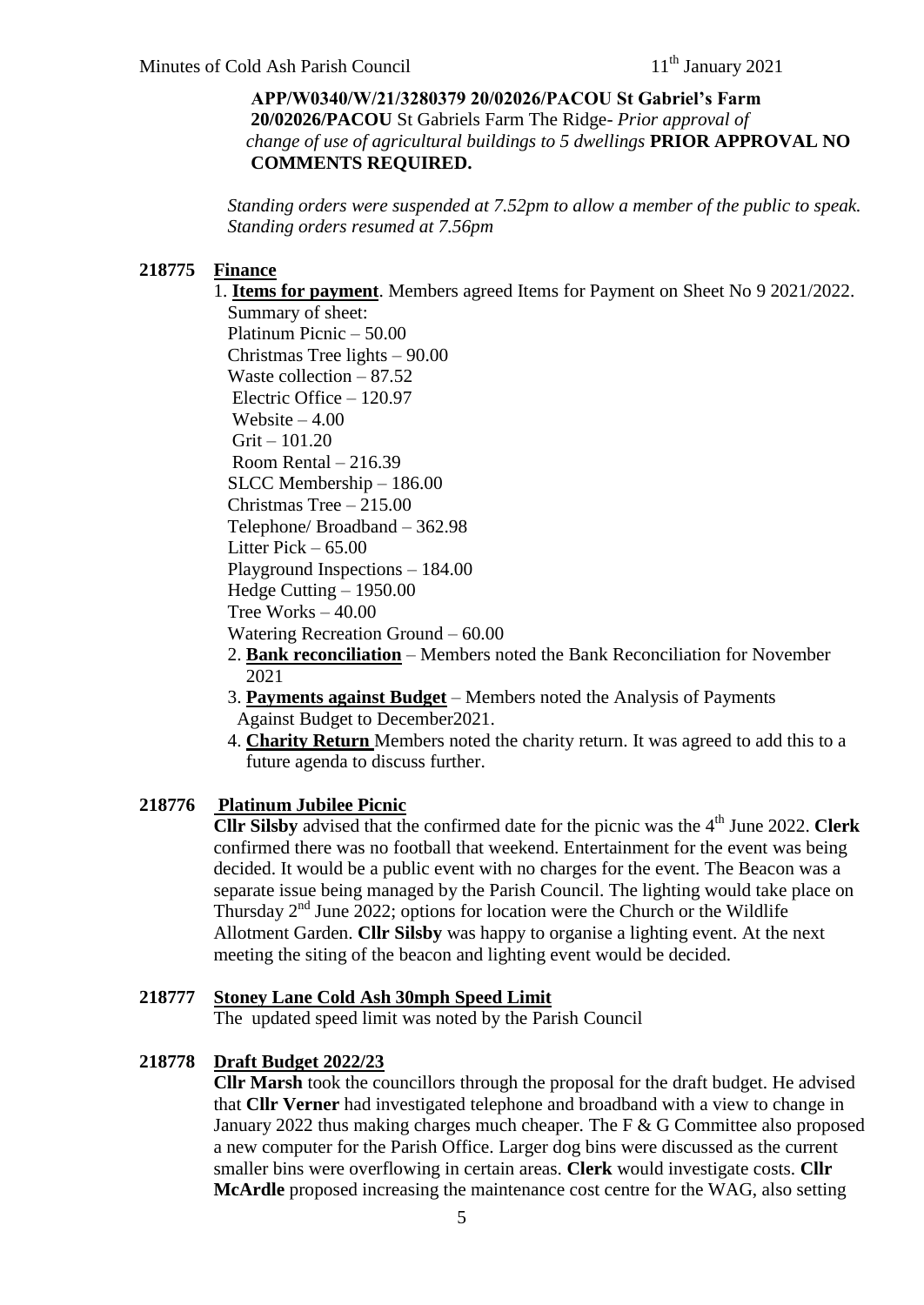**APP/W0340/W/21/3280379 20/02026/PACOU St Gabriel's Farm**
**20/02026/PACOU** St Gabriels Farm The Ridge- *Prior approval of change of use of agricultural buildings to 5 dwellings* **PRIOR APPROVAL NO COMMENTS REQUIRED.**

*Standing orders were suspended at 7.52pm to allow a member of the public to speak. Standing orders resumed at 7.56pm*

**218775 Finance**

1. **Items for payment**. Members agreed Items for Payment on Sheet No 9 2021/2022.
   Summary of sheet:
   Platinum Picnic – 50.00
   Christmas Tree lights – 90.00
   Waste collection – 87.52
   Electric Office – 120.97
   Website – 4.00
   Grit – 101.20
   Room Rental – 216.39
   SLCC Membership – 186.00
   Christmas Tree – 215.00
   Telephone/ Broadband – 362.98
   Litter Pick – 65.00
   Playground Inspections – 184.00
   Hedge Cutting – 1950.00
   Tree Works – 40.00
   Watering Recreation Ground – 60.00
2. **Bank reconciliation** – Members noted the Bank Reconciliation for November 2021
3. **Payments against Budget** – Members noted the Analysis of Payments Against Budget to December2021.
4. **Charity Return** Members noted the charity return. It was agreed to add this to a future agenda to discuss further.

**218776 Platinum Jubilee Picnic**

**Cllr Silsby** advised that the confirmed date for the picnic was the 4th June 2022. **Clerk** confirmed there was no football that weekend. Entertainment for the event was being decided. It would be a public event with no charges for the event. The Beacon was a separate issue being managed by the Parish Council. The lighting would take place on Thursday 2nd June 2022; options for location were the Church or the Wildlife Allotment Garden. **Cllr Silsby** was happy to organise a lighting event. At the next meeting the siting of the beacon and lighting event would be decided.

**218777 Stoney Lane Cold Ash 30mph Speed Limit**

The updated speed limit was noted by the Parish Council

**218778 Draft Budget 2022/23**

**Cllr Marsh** took the councillors through the proposal for the draft budget. He advised that **Cllr Verner** had investigated telephone and broadband with a view to change in January 2022 thus making charges much cheaper. The F & G Committee also proposed a new computer for the Parish Office. Larger dog bins were discussed as the current smaller bins were overflowing in certain areas. **Clerk** would investigate costs. **Cllr McArdle** proposed increasing the maintenance cost centre for the WAG, also setting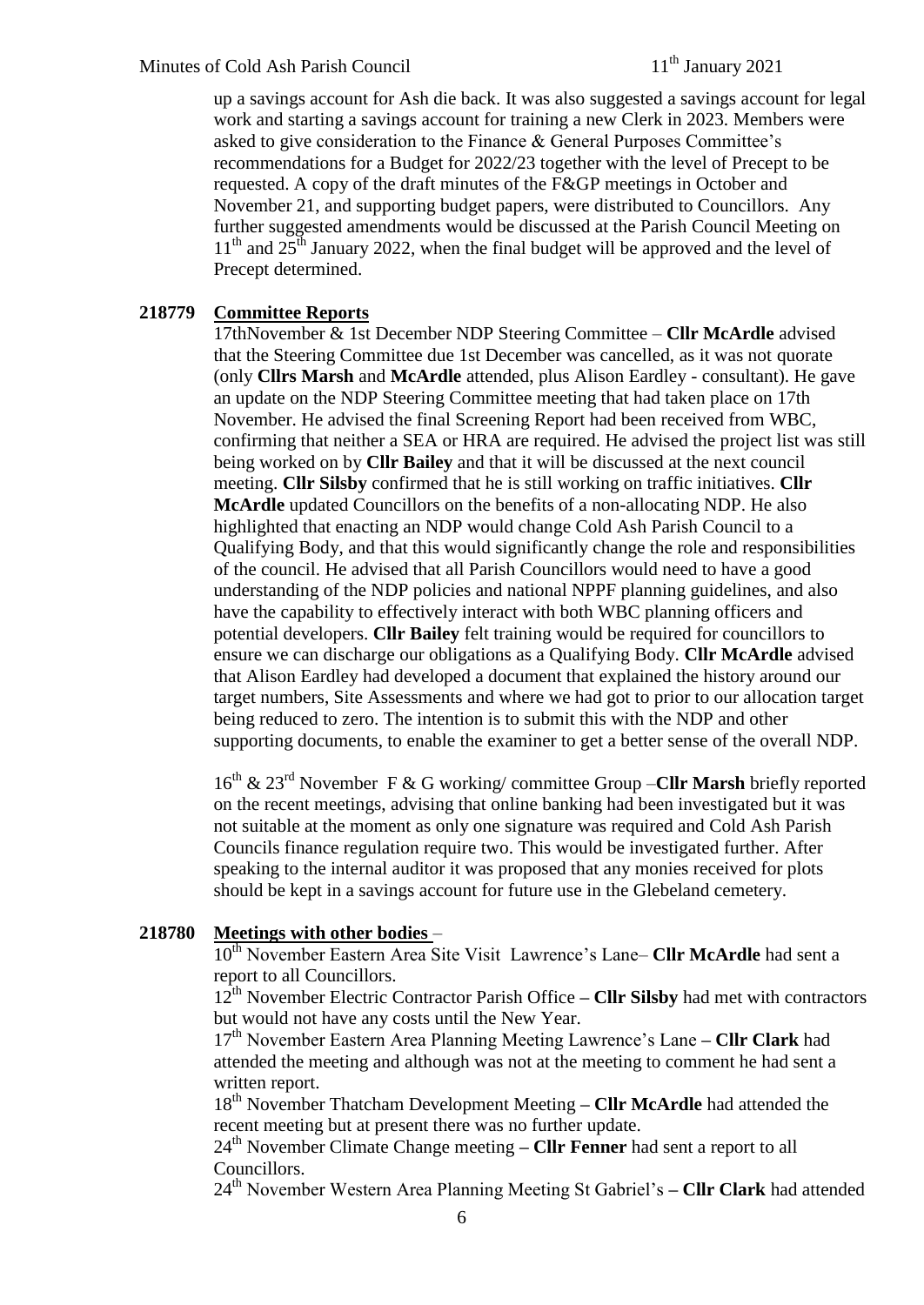up a savings account for Ash die back. It was also suggested a savings account for legal work and starting a savings account for training a new Clerk in 2023. Members were asked to give consideration to the Finance & General Purposes Committee's recommendations for a Budget for 2022/23 together with the level of Precept to be requested. A copy of the draft minutes of the F&GP meetings in October and November 21, and supporting budget papers, were distributed to Councillors. Any further suggested amendments would be discussed at the Parish Council Meeting on 11th and 25th January 2022, when the final budget will be approved and the level of Precept determined.

**218779 Committee Reports**

17thNovember & 1st December NDP Steering Committee – **Cllr McArdle** advised that the Steering Committee due 1st December was cancelled, as it was not quorate (only **Cllrs Marsh** and **McArdle** attended, plus Alison Eardley - consultant). He gave an update on the NDP Steering Committee meeting that had taken place on 17th November. He advised the final Screening Report had been received from WBC, confirming that neither a SEA or HRA are required. He advised the project list was still being worked on by **Cllr Bailey** and that it will be discussed at the next council meeting. **Cllr Silsby** confirmed that he is still working on traffic initiatives. **Cllr McArdle** updated Councillors on the benefits of a non-allocating NDP. He also highlighted that enacting an NDP would change Cold Ash Parish Council to a Qualifying Body, and that this would significantly change the role and responsibilities of the council. He advised that all Parish Councillors would need to have a good understanding of the NDP policies and national NPPF planning guidelines, and also have the capability to effectively interact with both WBC planning officers and potential developers. **Cllr Bailey** felt training would be required for councillors to ensure we can discharge our obligations as a Qualifying Body. **Cllr McArdle** advised that Alison Eardley had developed a document that explained the history around our target numbers, Site Assessments and where we had got to prior to our allocation target being reduced to zero. The intention is to submit this with the NDP and other supporting documents, to enable the examiner to get a better sense of the overall NDP.

16th & 23rd November F & G working/ committee Group –**Cllr Marsh** briefly reported on the recent meetings, advising that online banking had been investigated but it was not suitable at the moment as only one signature was required and Cold Ash Parish Councils finance regulation require two. This would be investigated further. After speaking to the internal auditor it was proposed that any monies received for plots should be kept in a savings account for future use in the Glebeland cemetery.

**218780 Meetings with other bodies** –

10th November Eastern Area Site Visit Lawrence's Lane– **Cllr McArdle** had sent a report to all Councillors.

12th November Electric Contractor Parish Office **– Cllr Silsby** had met with contractors but would not have any costs until the New Year.

17th November Eastern Area Planning Meeting Lawrence's Lane **– Cllr Clark** had attended the meeting and although was not at the meeting to comment he had sent a written report.

18th November Thatcham Development Meeting **– Cllr McArdle** had attended the recent meeting but at present there was no further update.

24th November Climate Change meeting **– Cllr Fenner** had sent a report to all Councillors.

24th November Western Area Planning Meeting St Gabriel's **– Cllr Clark** had attended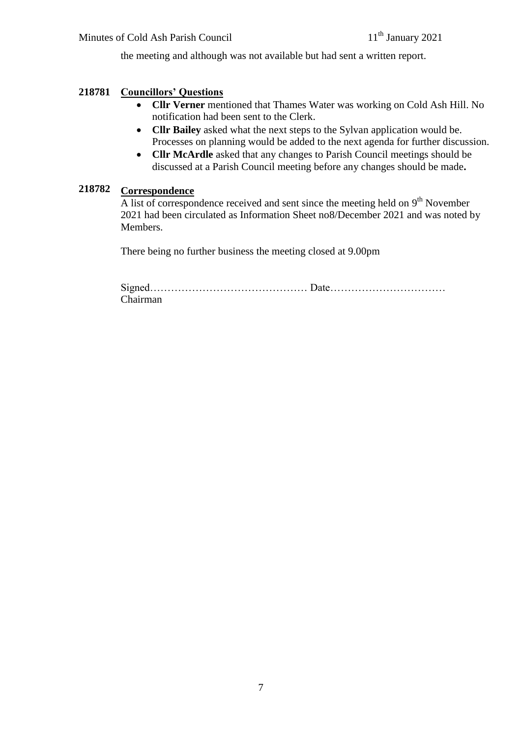the meeting and although was not available but had sent a written report.

**218781 Councillors' Questions**

- **Cllr Verner** mentioned that Thames Water was working on Cold Ash Hill. No notification had been sent to the Clerk.
- **Cllr Bailey** asked what the next steps to the Sylvan application would be. Processes on planning would be added to the next agenda for further discussion.
- **Cllr McArdle** asked that any changes to Parish Council meetings should be discussed at a Parish Council meeting before any changes should be made**.**

**218782 Correspondence**

A list of correspondence received and sent since the meeting held on 9th November 2021 had been circulated as Information Sheet no8/December 2021 and was noted by Members.

There being no further business the meeting closed at 9.00pm

Signed……………………………………… Date……………………………
Chairman